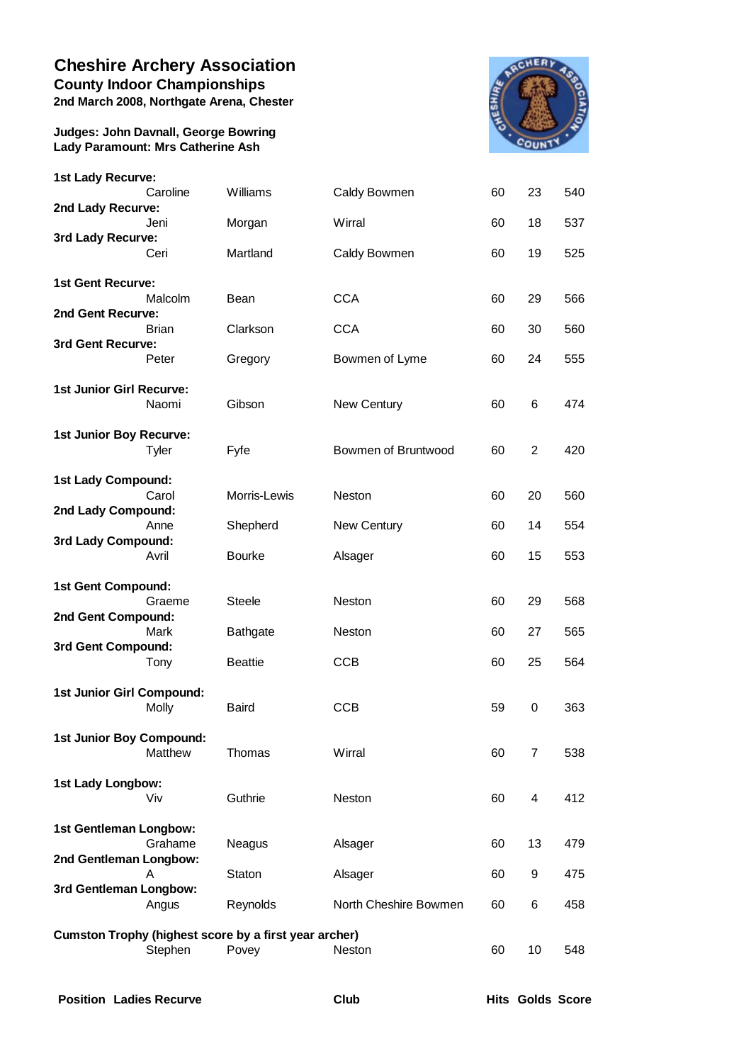# Cheshire Archery Association

## County Indoor Championships

**2nd March 2008, Northgate Arena, Chester**

**Judges: John Davnall, George Bowring**
**Lady Paramount: Mrs Catherine Ash**

| Position | Ladies Recurve | | Club | Hits | Golds | Score |
|---|---|---|---|---|---|---|
| **1st Lady Recurve:** | | | | | | |
| | Caroline | Williams | Caldy Bowmen | 60 | 23 | 540 |
| **2nd Lady Recurve:** | | | | | | |
| | Jeni | Morgan | Wirral | 60 | 18 | 537 |
| **3rd Lady Recurve:** | | | | | | |
| | Ceri | Martland | Caldy Bowmen | 60 | 19 | 525 |
| **1st Gent Recurve:** | | | | | | |
| | Malcolm | Bean | CCA | 60 | 29 | 566 |
| **2nd Gent Recurve:** | | | | | | |
| | Brian | Clarkson | CCA | 60 | 30 | 560 |
| **3rd Gent Recurve:** | | | | | | |
| | Peter | Gregory | Bowmen of Lyme | 60 | 24 | 555 |
| **1st Junior Girl Recurve:** | | | | | | |
| | Naomi | Gibson | New Century | 60 | 6 | 474 |
| **1st Junior Boy Recurve:** | | | | | | |
| | Tyler | Fyfe | Bowmen of Bruntwood | 60 | 2 | 420 |
| **1st Lady Compound:** | | | | | | |
| | Carol | Morris-Lewis | Neston | 60 | 20 | 560 |
| **2nd Lady Compound:** | | | | | | |
| | Anne | Shepherd | New Century | 60 | 14 | 554 |
| **3rd Lady Compound:** | | | | | | |
| | Avril | Bourke | Alsager | 60 | 15 | 553 |
| **1st Gent Compound:** | | | | | | |
| | Graeme | Steele | Neston | 60 | 29 | 568 |
| **2nd Gent Compound:** | | | | | | |
| | Mark | Bathgate | Neston | 60 | 27 | 565 |
| **3rd Gent Compound:** | | | | | | |
| | Tony | Beattie | CCB | 60 | 25 | 564 |
| **1st Junior Girl Compound:** | | | | | | |
| | Molly | Baird | CCB | 59 | 0 | 363 |
| **1st Junior Boy Compound:** | | | | | | |
| | Matthew | Thomas | Wirral | 60 | 7 | 538 |
| **1st Lady Longbow:** | | | | | | |
| | Viv | Guthrie | Neston | 60 | 4 | 412 |
| **1st Gentleman Longbow:** | | | | | | |
| | Grahame | Neagus | Alsager | 60 | 13 | 479 |
| **2nd Gentleman Longbow:** | | | | | | |
| | A | Staton | Alsager | 60 | 9 | 475 |
| **3rd Gentleman Longbow:** | | | | | | |
| | Angus | Reynolds | North Cheshire Bowmen | 60 | 6 | 458 |
| **Cumston Trophy (highest score by a first year archer)** | | | | | | |
| | Stephen | Povey | Neston | 60 | 10 | 548 |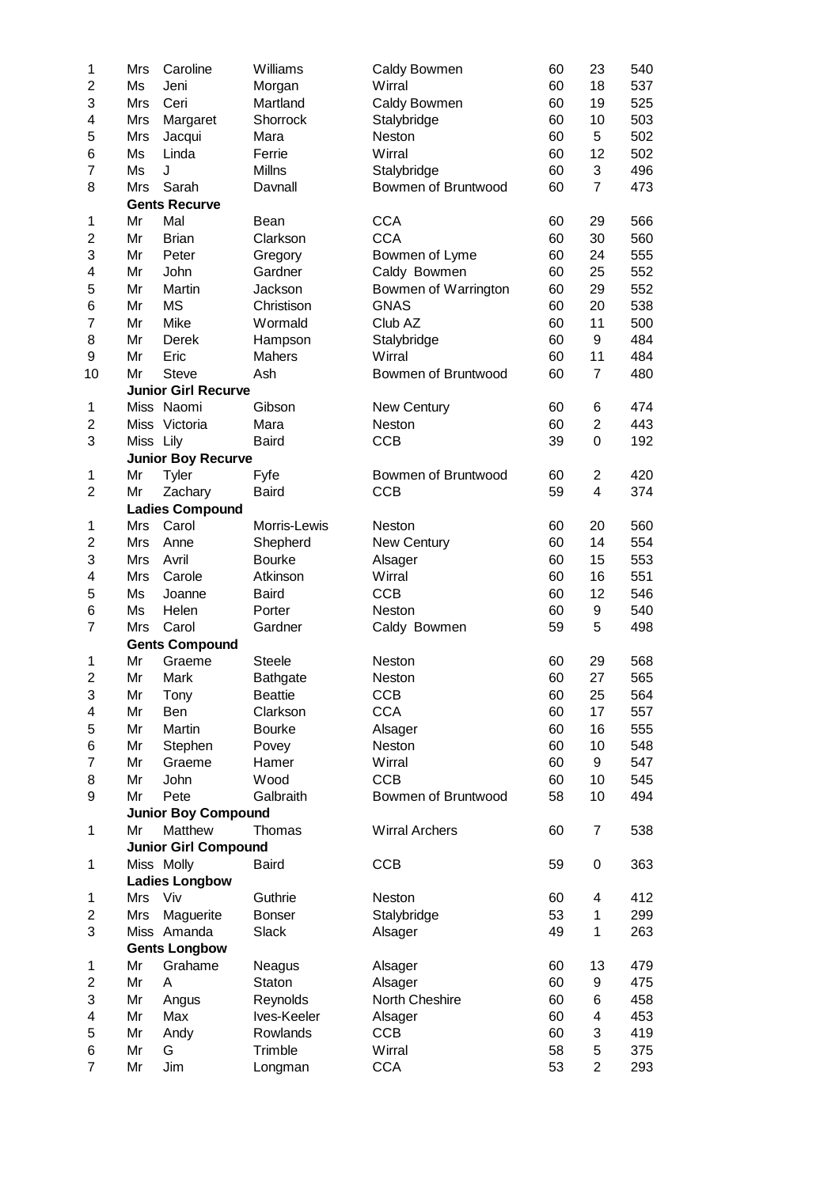| | | | | | | | |
|---|---|---|---|---|---|---|---|
| 1 | Mrs | Caroline | Williams | Caldy Bowmen | 60 | 23 | 540 |
| 2 | Ms | Jeni | Morgan | Wirral | 60 | 18 | 537 |
| 3 | Mrs | Ceri | Martland | Caldy Bowmen | 60 | 19 | 525 |
| 4 | Mrs | Margaret | Shorrock | Stalybridge | 60 | 10 | 503 |
| 5 | Mrs | Jacqui | Mara | Neston | 60 | 5 | 502 |
| 6 | Ms | Linda | Ferrie | Wirral | 60 | 12 | 502 |
| 7 | Ms | J | Millns | Stalybridge | 60 | 3 | 496 |
| 8 | Mrs | Sarah | Davnall | Bowmen of Bruntwood | 60 | 7 | 473 |
| | | **Gents Recurve** | | | | | |
| 1 | Mr | Mal | Bean | CCA | 60 | 29 | 566 |
| 2 | Mr | Brian | Clarkson | CCA | 60 | 30 | 560 |
| 3 | Mr | Peter | Gregory | Bowmen of Lyme | 60 | 24 | 555 |
| 4 | Mr | John | Gardner | Caldy Bowmen | 60 | 25 | 552 |
| 5 | Mr | Martin | Jackson | Bowmen of Warrington | 60 | 29 | 552 |
| 6 | Mr | MS | Christison | GNAS | 60 | 20 | 538 |
| 7 | Mr | Mike | Wormald | Club AZ | 60 | 11 | 500 |
| 8 | Mr | Derek | Hampson | Stalybridge | 60 | 9 | 484 |
| 9 | Mr | Eric | Mahers | Wirral | 60 | 11 | 484 |
| 10 | Mr | Steve | Ash | Bowmen of Bruntwood | 60 | 7 | 480 |
| | | **Junior Girl Recurve** | | | | | |
| 1 | Miss | Naomi | Gibson | New Century | 60 | 6 | 474 |
| 2 | Miss | Victoria | Mara | Neston | 60 | 2 | 443 |
| 3 | Miss | Lily | Baird | CCB | 39 | 0 | 192 |
| | | **Junior Boy Recurve** | | | | | |
| 1 | Mr | Tyler | Fyfe | Bowmen of Bruntwood | 60 | 2 | 420 |
| 2 | Mr | Zachary | Baird | CCB | 59 | 4 | 374 |
| | | **Ladies Compound** | | | | | |
| 1 | Mrs | Carol | Morris-Lewis | Neston | 60 | 20 | 560 |
| 2 | Mrs | Anne | Shepherd | New Century | 60 | 14 | 554 |
| 3 | Mrs | Avril | Bourke | Alsager | 60 | 15 | 553 |
| 4 | Mrs | Carole | Atkinson | Wirral | 60 | 16 | 551 |
| 5 | Ms | Joanne | Baird | CCB | 60 | 12 | 546 |
| 6 | Ms | Helen | Porter | Neston | 60 | 9 | 540 |
| 7 | Mrs | Carol | Gardner | Caldy Bowmen | 59 | 5 | 498 |
| | | **Gents Compound** | | | | | |
| 1 | Mr | Graeme | Steele | Neston | 60 | 29 | 568 |
| 2 | Mr | Mark | Bathgate | Neston | 60 | 27 | 565 |
| 3 | Mr | Tony | Beattie | CCB | 60 | 25 | 564 |
| 4 | Mr | Ben | Clarkson | CCA | 60 | 17 | 557 |
| 5 | Mr | Martin | Bourke | Alsager | 60 | 16 | 555 |
| 6 | Mr | Stephen | Povey | Neston | 60 | 10 | 548 |
| 7 | Mr | Graeme | Hamer | Wirral | 60 | 9 | 547 |
| 8 | Mr | John | Wood | CCB | 60 | 10 | 545 |
| 9 | Mr | Pete | Galbraith | Bowmen of Bruntwood | 58 | 10 | 494 |
| | | **Junior Boy Compound** | | | | | |
| 1 | Mr | Matthew | Thomas | Wirral Archers | 60 | 7 | 538 |
| | | **Junior Girl Compound** | | | | | |
| 1 | Miss | Molly | Baird | CCB | 59 | 0 | 363 |
| | | **Ladies Longbow** | | | | | |
| 1 | Mrs | Viv | Guthrie | Neston | 60 | 4 | 412 |
| 2 | Mrs | Maguerite | Bonser | Stalybridge | 53 | 1 | 299 |
| 3 | Miss | Amanda | Slack | Alsager | 49 | 1 | 263 |
| | | **Gents Longbow** | | | | | |
| 1 | Mr | Grahame | Neagus | Alsager | 60 | 13 | 479 |
| 2 | Mr | A | Staton | Alsager | 60 | 9 | 475 |
| 3 | Mr | Angus | Reynolds | North Cheshire | 60 | 6 | 458 |
| 4 | Mr | Max | Ives-Keeler | Alsager | 60 | 4 | 453 |
| 5 | Mr | Andy | Rowlands | CCB | 60 | 3 | 419 |
| 6 | Mr | G | Trimble | Wirral | 58 | 5 | 375 |
| 7 | Mr | Jim | Longman | CCA | 53 | 2 | 293 |